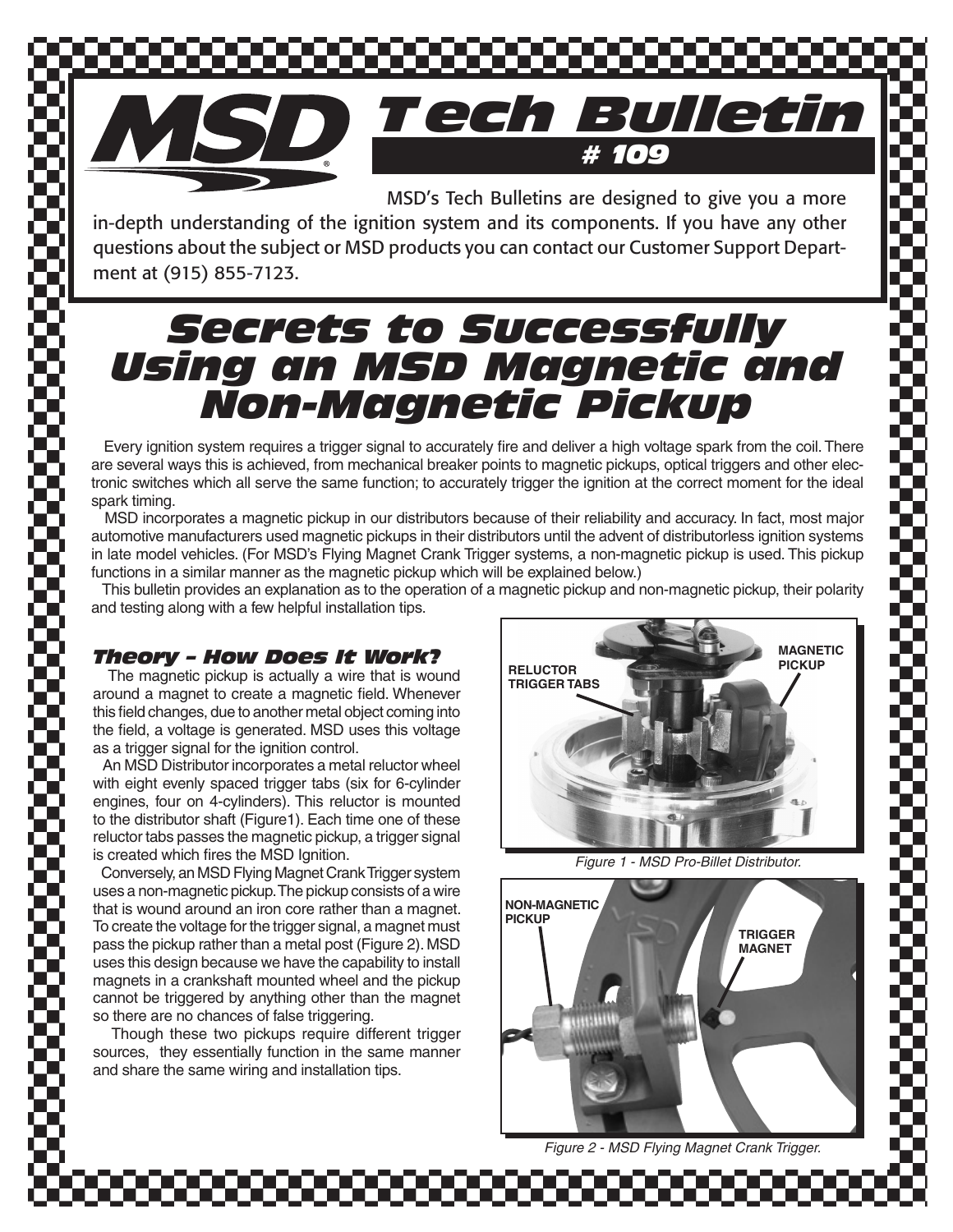# MSD Tech Bulletin # 109

MSD's Tech Bulletins are designed to give you a more in-depth understanding of the ignition system and its components. If you have any other questions about the subject or MSD products you can contact our Customer Support Department at (915) 855-7123.

# Secrets to Successfully Using an MSD Magnetic and Non-Magnetic Pickup

Every ignition system requires a trigger signal to accurately fire and deliver a high voltage spark from the coil. There are several ways this is achieved, from mechanical breaker points to magnetic pickups, optical triggers and other electronic switches which all serve the same function; to accurately trigger the ignition at the correct moment for the ideal spark timing.

MSD incorporates a magnetic pickup in our distributors because of their reliability and accuracy. In fact, most major automotive manufacturers used magnetic pickups in their distributors until the advent of distributorless ignition systems in late model vehicles. (For MSD's Flying Magnet Crank Trigger systems, a non-magnetic pickup is used. This pickup functions in a similar manner as the magnetic pickup which will be explained below.)

This bulletin provides an explanation as to the operation of a magnetic pickup and non-magnetic pickup, their polarity and testing along with a few helpful installation tips.

## Theory - How Does It Work?

The magnetic pickup is actually a wire that is wound around a magnet to create a magnetic field. Whenever this field changes, due to another metal object coming into the field, a voltage is generated. MSD uses this voltage as a trigger signal for the ignition control.

An MSD Distributor incorporates a metal reluctor wheel with eight evenly spaced trigger tabs (six for 6-cylinder engines, four on 4-cylinders). This reluctor is mounted to the distributor shaft (Figure1). Each time one of these reluctor tabs passes the magnetic pickup, a trigger signal is created which fires the MSD Ignition.

Conversely, an MSD Flying Magnet Crank Trigger system uses a non-magnetic pickup. The pickup consists of a wire that is wound around an iron core rather than a magnet. To create the voltage for the trigger signal, a magnet must pass the pickup rather than a metal post (Figure 2). MSD uses this design because we have the capability to install magnets in a crankshaft mounted wheel and the pickup cannot be triggered by anything other than the magnet so there are no chances of false triggering.

Though these two pickups require different trigger sources, they essentially function in the same manner and share the same wiring and installation tips.

RELUCTOR TRIGGER TABS

MAGNETIC PICKUP

*Figure 1 - MSD Pro-Billet Distributor.*

NON-MAGNETIC PICKUP

TRIGGER MAGNET

*Figure 2 - MSD Flying Magnet Crank Trigger.*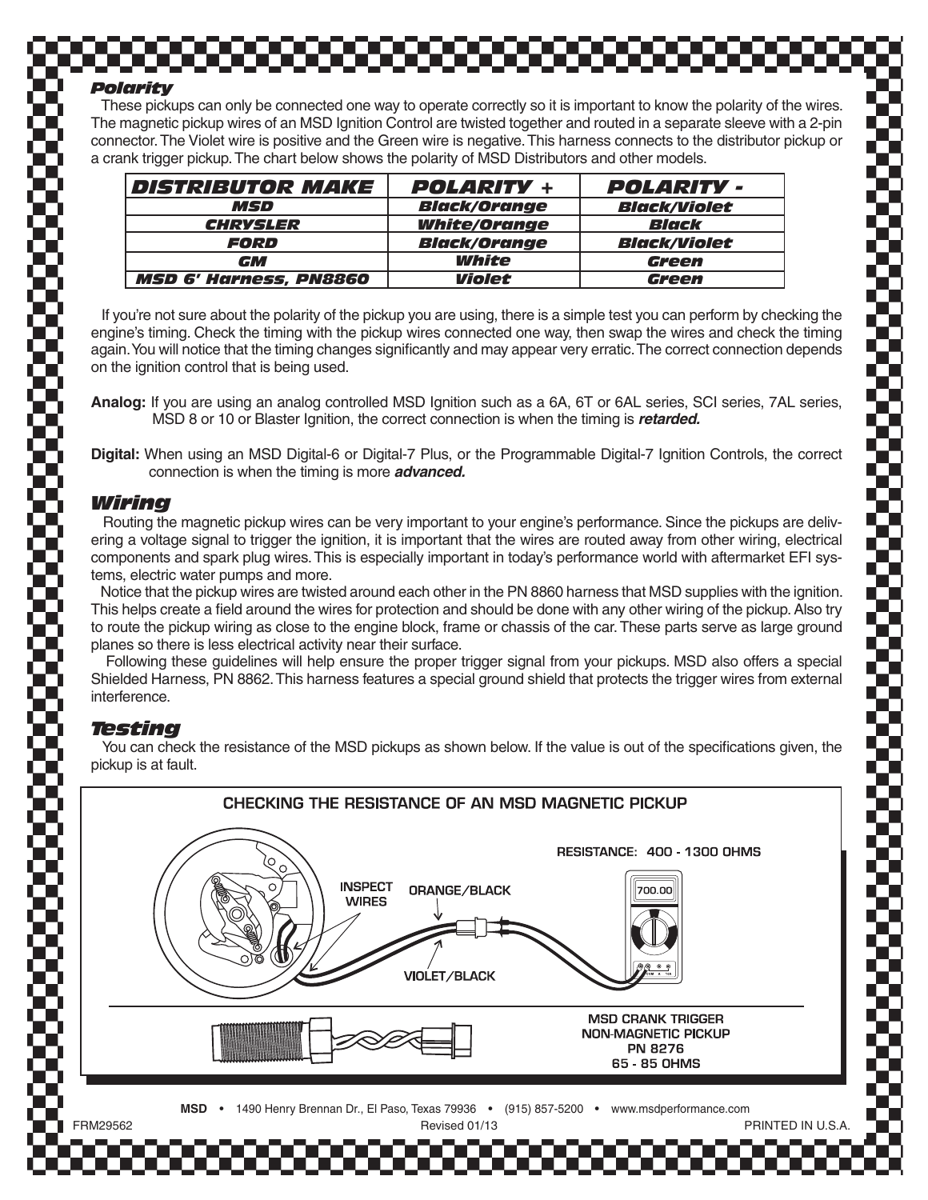### Polarity

These pickups can only be connected one way to operate correctly so it is important to know the polarity of the wires. The magnetic pickup wires of an MSD Ignition Control are twisted together and routed in a separate sleeve with a 2-pin connector. The Violet wire is positive and the Green wire is negative. This harness connects to the distributor pickup or a crank trigger pickup. The chart below shows the polarity of MSD Distributors and other models.

| DISTRIBUTOR MAKE | POLARITY + | POLARITY - |
|---|---|---|
| MSD | Black/Orange | Black/Violet |
| CHRYSLER | White/Orange | Black |
| FORD | Black/Orange | Black/Violet |
| GM | White | Green |
| MSD 6' Harness, PN8860 | Violet | Green |

If you're not sure about the polarity of the pickup you are using, there is a simple test you can perform by checking the engine's timing. Check the timing with the pickup wires connected one way, then swap the wires and check the timing again. You will notice that the timing changes significantly and may appear very erratic. The correct connection depends on the ignition control that is being used.

**Analog:** If you are using an analog controlled MSD Ignition such as a 6A, 6T or 6AL series, SCI series, 7AL series, MSD 8 or 10 or Blaster Ignition, the correct connection is when the timing is ***retarded.***

**Digital:** When using an MSD Digital-6 or Digital-7 Plus, or the Programmable Digital-7 Ignition Controls, the correct connection is when the timing is more ***advanced.***

### Wiring

Routing the magnetic pickup wires can be very important to your engine's performance. Since the pickups are delivering a voltage signal to trigger the ignition, it is important that the wires are routed away from other wiring, electrical components and spark plug wires. This is especially important in today's performance world with aftermarket EFI systems, electric water pumps and more.

Notice that the pickup wires are twisted around each other in the PN 8860 harness that MSD supplies with the ignition. This helps create a field around the wires for protection and should be done with any other wiring of the pickup. Also try to route the pickup wiring as close to the engine block, frame or chassis of the car. These parts serve as large ground planes so there is less electrical activity near their surface.

Following these guidelines will help ensure the proper trigger signal from your pickups. MSD also offers a special Shielded Harness, PN 8862. This harness features a special ground shield that protects the trigger wires from external interference.

### Testing

You can check the resistance of the MSD pickups as shown below. If the value is out of the specifications given, the pickup is at fault.

CHECKING THE RESISTANCE OF AN MSD MAGNETIC PICKUP

RESISTANCE: 400 - 1300 OHMS

INSPECT WIRES

ORANGE/BLACK

VIOLET/BLACK

700.00

MSD CRANK TRIGGER
NON-MAGNETIC PICKUP
PN 8276
65 - 85 OHMS

**MSD** • 1490 Henry Brennan Dr., El Paso, Texas 79936 • (915) 857-5200 • www.msdperformance.com

FRM29562 Revised 01/13 PRINTED IN U.S.A.